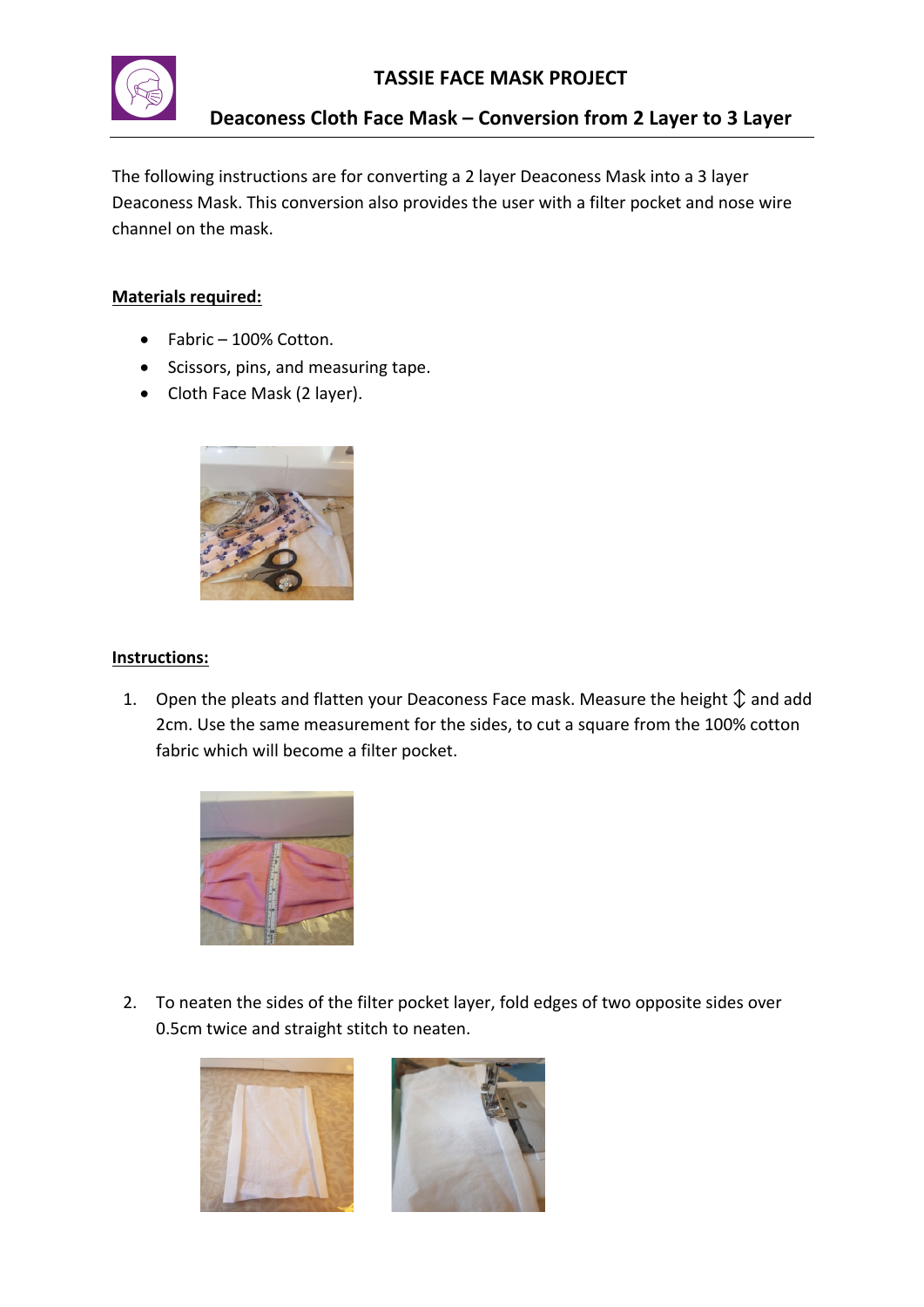# TASSIE FACE MASK PROJECT

## Deaconess Cloth Face Mask – Conversion from 2 Layer to 3 Layer

The following instructions are for converting a 2 layer Deaconess Mask into a 3 layer Deaconess Mask. This conversion also provides the user with a filter pocket and nose wire channel on the mask.

**Materials required:**

- Fabric – 100% Cotton.
- Scissors, pins, and measuring tape.
- Cloth Face Mask (2 layer).

**Instructions:**

1. Open the pleats and flatten your Deaconess Face mask. Measure the height ↕ and add 2cm. Use the same measurement for the sides, to cut a square from the 100% cotton fabric which will become a filter pocket.

2. To neaten the sides of the filter pocket layer, fold edges of two opposite sides over 0.5cm twice and straight stitch to neaten.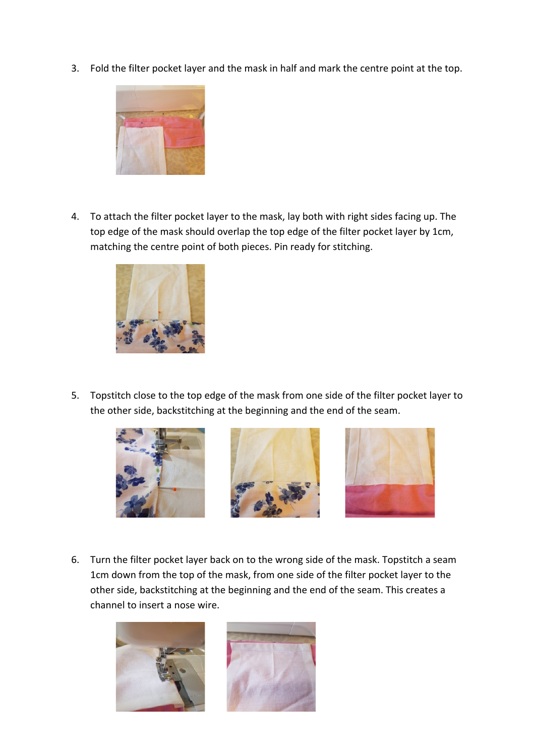3. Fold the filter pocket layer and the mask in half and mark the centre point at the top.

4. To attach the filter pocket layer to the mask, lay both with right sides facing up. The top edge of the mask should overlap the top edge of the filter pocket layer by 1cm, matching the centre point of both pieces. Pin ready for stitching.

5. Topstitch close to the top edge of the mask from one side of the filter pocket layer to the other side, backstitching at the beginning and the end of the seam.

6. Turn the filter pocket layer back on to the wrong side of the mask. Topstitch a seam 1cm down from the top of the mask, from one side of the filter pocket layer to the other side, backstitching at the beginning and the end of the seam. This creates a channel to insert a nose wire.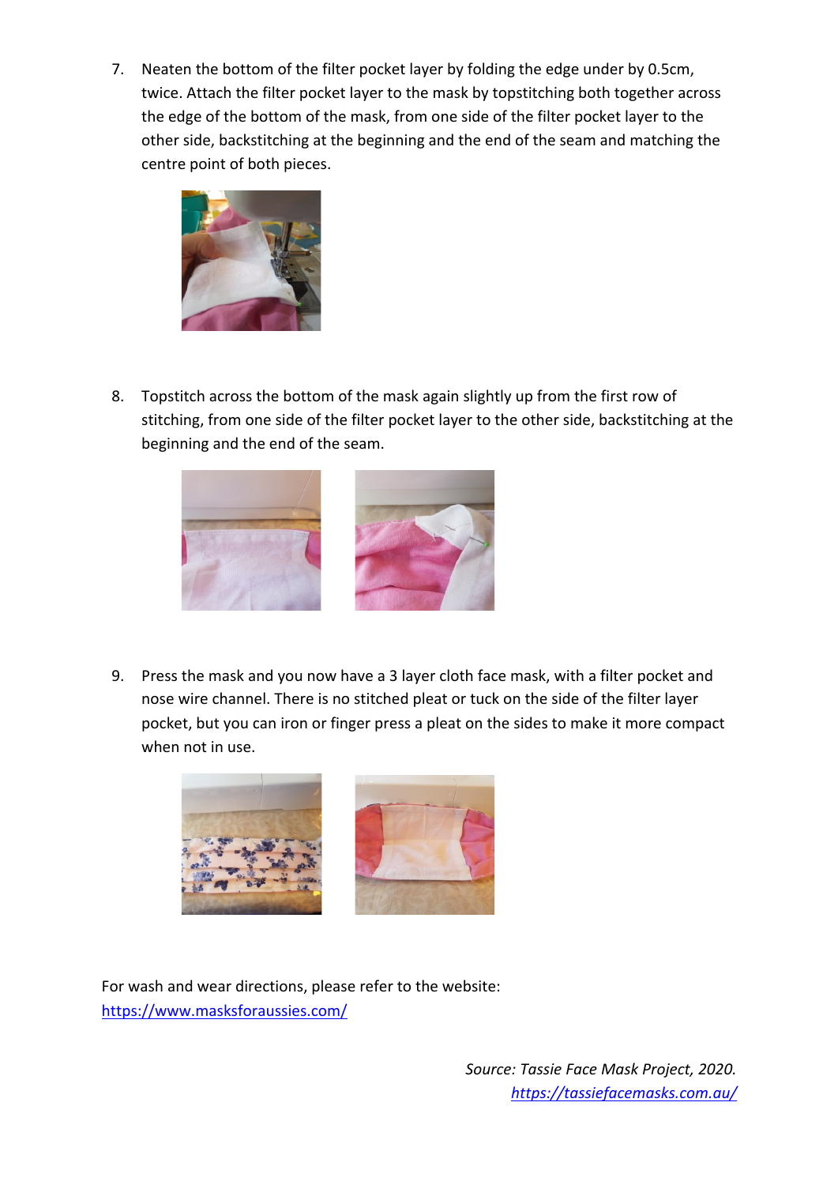7. Neaten the bottom of the filter pocket layer by folding the edge under by 0.5cm, twice. Attach the filter pocket layer to the mask by topstitching both together across the edge of the bottom of the mask, from one side of the filter pocket layer to the other side, backstitching at the beginning and the end of the seam and matching the centre point of both pieces.

8. Topstitch across the bottom of the mask again slightly up from the first row of stitching, from one side of the filter pocket layer to the other side, backstitching at the beginning and the end of the seam.

9. Press the mask and you now have a 3 layer cloth face mask, with a filter pocket and nose wire channel. There is no stitched pleat or tuck on the side of the filter layer pocket, but you can iron or finger press a pleat on the sides to make it more compact when not in use.

For wash and wear directions, please refer to the website:
https://www.masksforaussies.com/

*Source: Tassie Face Mask Project, 2020.*
*https://tassiefacemasks.com.au/*